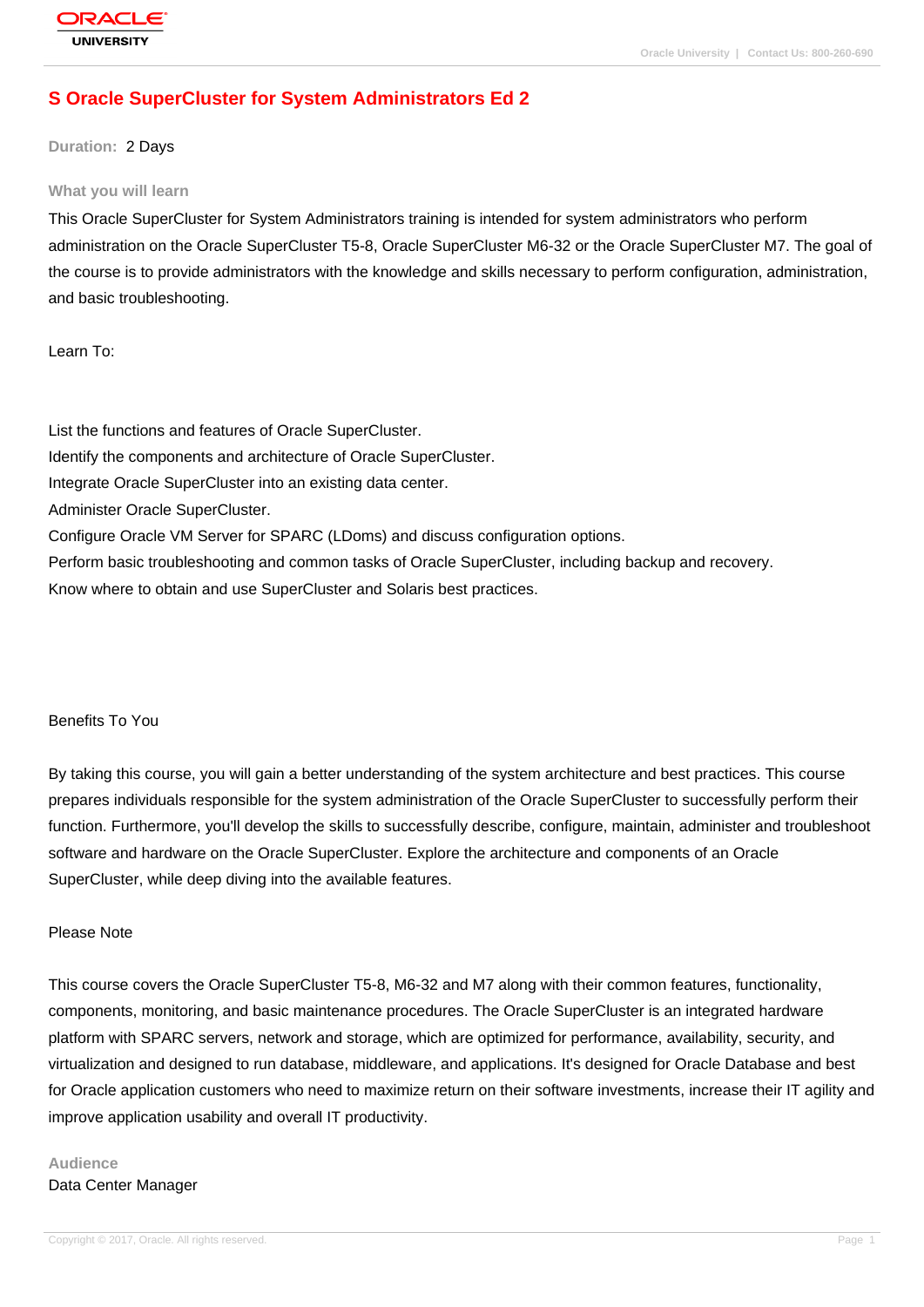# S Oracle SuperCluster for System Administrators Ed 2

**Duration:** 2 Days

## What you will learn

This Oracle SuperCluster for System Administrators training is intended for system administrators who perform administration on the Oracle SuperCluster T5-8, Oracle SuperCluster M6-32 or the Oracle SuperCluster M7. The goal of the course is to provide administrators with the knowledge and skills necessary to perform configuration, administration, and basic troubleshooting.

Learn To:

List the functions and features of Oracle SuperCluster.
Identify the components and architecture of Oracle SuperCluster.
Integrate Oracle SuperCluster into an existing data center.
Administer Oracle SuperCluster.
Configure Oracle VM Server for SPARC (LDoms) and discuss configuration options.
Perform basic troubleshooting and common tasks of Oracle SuperCluster, including backup and recovery.
Know where to obtain and use SuperCluster and Solaris best practices.

Benefits To You

By taking this course, you will gain a better understanding of the system architecture and best practices. This course prepares individuals responsible for the system administration of the Oracle SuperCluster to successfully perform their function. Furthermore, you'll develop the skills to successfully describe, configure, maintain, administer and troubleshoot software and hardware on the Oracle SuperCluster. Explore the architecture and components of an Oracle SuperCluster, while deep diving into the available features.

Please Note

This course covers the Oracle SuperCluster T5-8, M6-32 and M7 along with their common features, functionality, components, monitoring, and basic maintenance procedures. The Oracle SuperCluster is an integrated hardware platform with SPARC servers, network and storage, which are optimized for performance, availability, security, and virtualization and designed to run database, middleware, and applications. It's designed for Oracle Database and best for Oracle application customers who need to maximize return on their software investments, increase their IT agility and improve application usability and overall IT productivity.

## Audience

Data Center Manager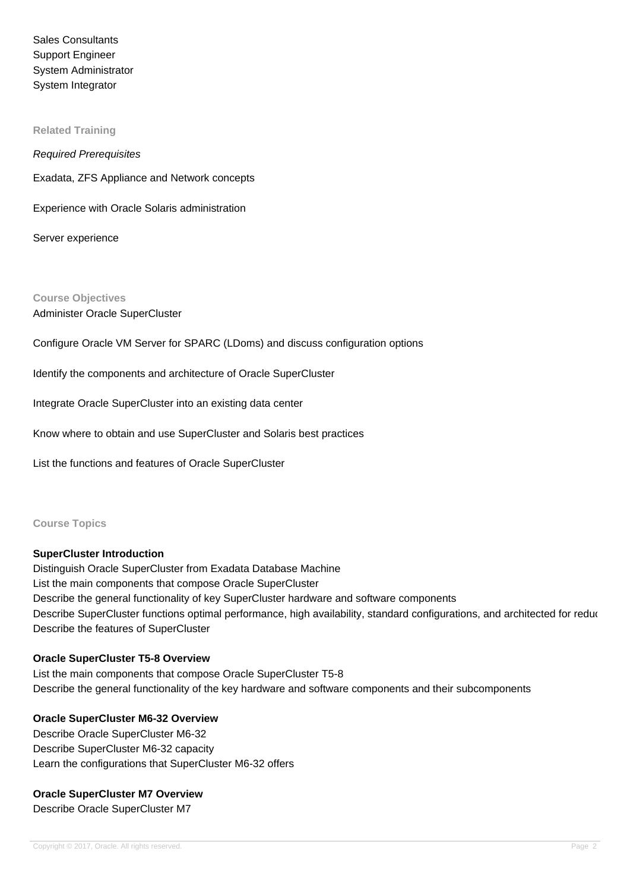Sales Consultants
Support Engineer
System Administrator
System Integrator

## Related Training

*Required Prerequisites*

Exadata, ZFS Appliance and Network concepts

Experience with Oracle Solaris administration

Server experience

## Course Objectives

Administer Oracle SuperCluster

Configure Oracle VM Server for SPARC (LDoms) and discuss configuration options

Identify the components and architecture of Oracle SuperCluster

Integrate Oracle SuperCluster into an existing data center

Know where to obtain and use SuperCluster and Solaris best practices

List the functions and features of Oracle SuperCluster

## Course Topics

### SuperCluster Introduction

Distinguish Oracle SuperCluster from Exadata Database Machine
List the main components that compose Oracle SuperCluster
Describe the general functionality of key SuperCluster hardware and software components
Describe SuperCluster functions optimal performance, high availability, standard configurations, and architected for reduc
Describe the features of SuperCluster

### Oracle SuperCluster T5-8 Overview

List the main components that compose Oracle SuperCluster T5-8
Describe the general functionality of the key hardware and software components and their subcomponents

### Oracle SuperCluster M6-32 Overview

Describe Oracle SuperCluster M6-32
Describe SuperCluster M6-32 capacity
Learn the configurations that SuperCluster M6-32 offers

### Oracle SuperCluster M7 Overview

Describe Oracle SuperCluster M7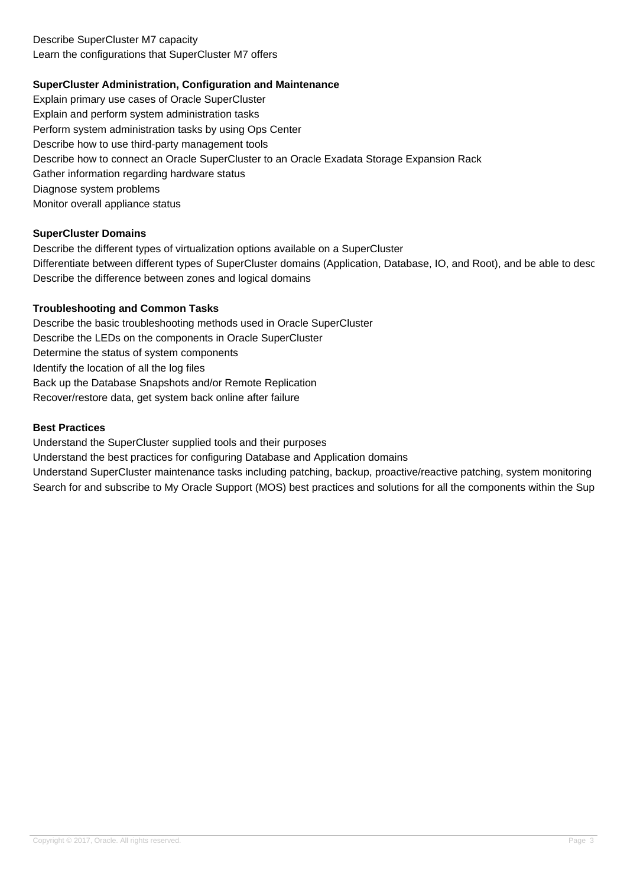Describe SuperCluster M7 capacity
Learn the configurations that SuperCluster M7 offers

**SuperCluster Administration, Configuration and Maintenance**

Explain primary use cases of Oracle SuperCluster
Explain and perform system administration tasks
Perform system administration tasks by using Ops Center
Describe how to use third-party management tools
Describe how to connect an Oracle SuperCluster to an Oracle Exadata Storage Expansion Rack
Gather information regarding hardware status
Diagnose system problems
Monitor overall appliance status

**SuperCluster Domains**

Describe the different types of virtualization options available on a SuperCluster
Differentiate between different types of SuperCluster domains (Application, Database, IO, and Root), and be able to desc
Describe the difference between zones and logical domains

**Troubleshooting and Common Tasks**

Describe the basic troubleshooting methods used in Oracle SuperCluster
Describe the LEDs on the components in Oracle SuperCluster
Determine the status of system components
Identify the location of all the log files
Back up the Database Snapshots and/or Remote Replication
Recover/restore data, get system back online after failure

**Best Practices**

Understand the SuperCluster supplied tools and their purposes
Understand the best practices for configuring Database and Application domains
Understand SuperCluster maintenance tasks including patching, backup, proactive/reactive patching, system monitoring
Search for and subscribe to My Oracle Support (MOS) best practices and solutions for all the components within the Sup